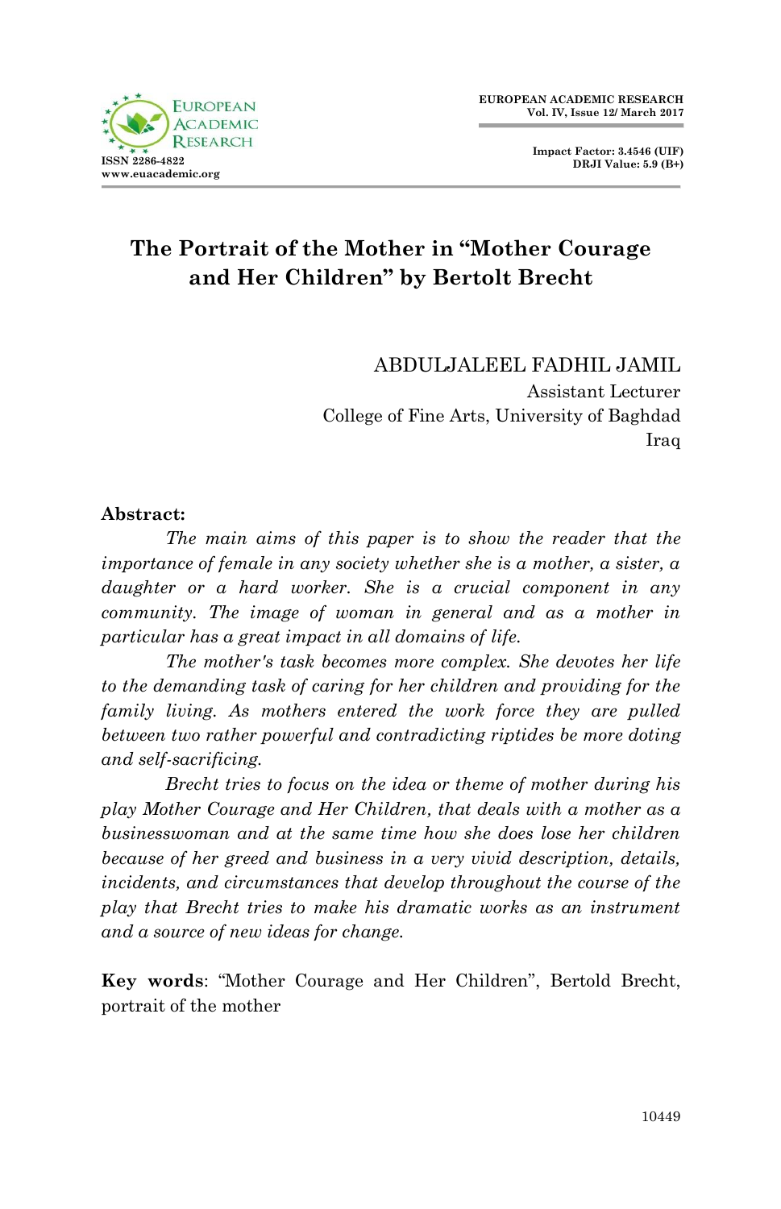# The Portrait of the Mother in "Mother Courage and Her Children" by Bertolt Brecht

ABDULJALEEL FADHIL JAMIL
Assistant Lecturer
College of Fine Arts, University of Baghdad
Iraq

**Abstract:**

*The main aims of this paper is to show the reader that the importance of female in any society whether she is a mother, a sister, a daughter or a hard worker. She is a crucial component in any community. The image of woman in general and as a mother in particular has a great impact in all domains of life.*

*The mother's task becomes more complex. She devotes her life to the demanding task of caring for her children and providing for the family living. As mothers entered the work force they are pulled between two rather powerful and contradicting riptides be more doting and self-sacrificing.*

*Brecht tries to focus on the idea or theme of mother during his play Mother Courage and Her Children, that deals with a mother as a businesswoman and at the same time how she does lose her children because of her greed and business in a very vivid description, details, incidents, and circumstances that develop throughout the course of the play that Brecht tries to make his dramatic works as an instrument and a source of new ideas for change.*

**Key words**: "Mother Courage and Her Children", Bertold Brecht, portrait of the mother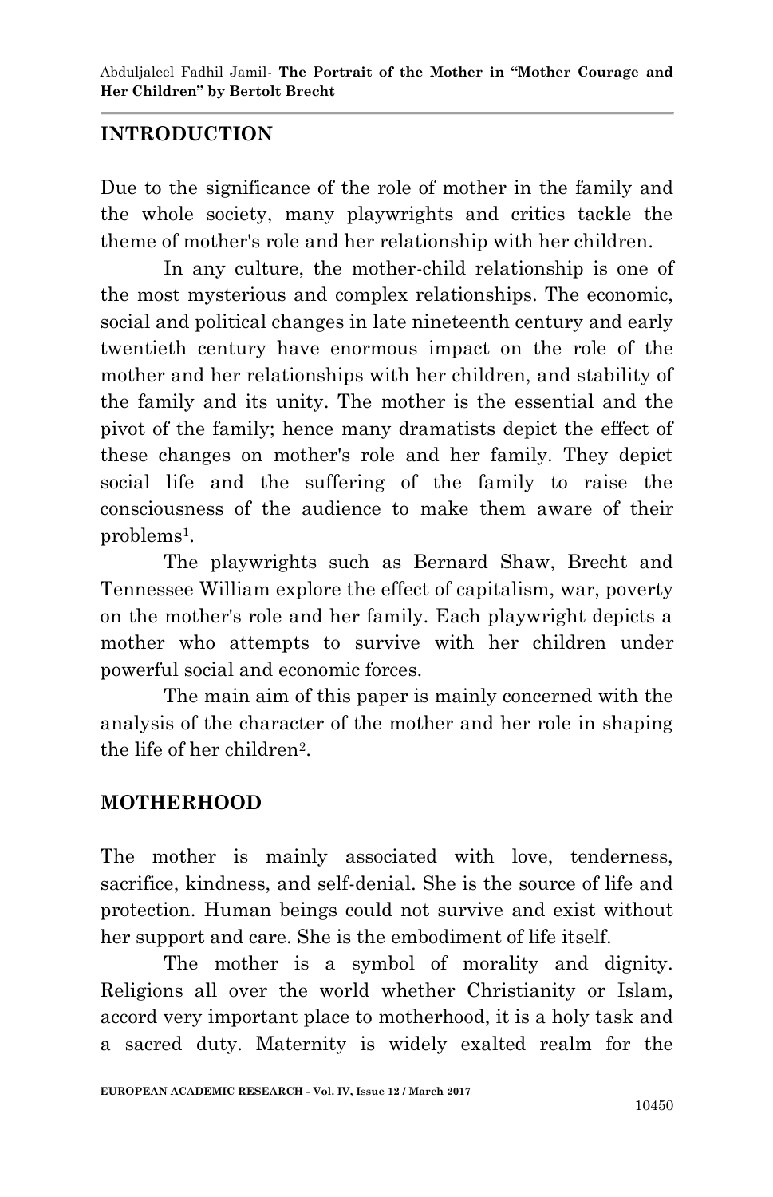## INTRODUCTION

Due to the significance of the role of mother in the family and the whole society, many playwrights and critics tackle the theme of mother's role and her relationship with her children.

In any culture, the mother-child relationship is one of the most mysterious and complex relationships. The economic, social and political changes in late nineteenth century and early twentieth century have enormous impact on the role of the mother and her relationships with her children, and stability of the family and its unity. The mother is the essential and the pivot of the family; hence many dramatists depict the effect of these changes on mother's role and her family. They depict social life and the suffering of the family to raise the consciousness of the audience to make them aware of their problems[1].

The playwrights such as Bernard Shaw, Brecht and Tennessee William explore the effect of capitalism, war, poverty on the mother's role and her family. Each playwright depicts a mother who attempts to survive with her children under powerful social and economic forces.

The main aim of this paper is mainly concerned with the analysis of the character of the mother and her role in shaping the life of her children[2].

## MOTHERHOOD

The mother is mainly associated with love, tenderness, sacrifice, kindness, and self-denial. She is the source of life and protection. Human beings could not survive and exist without her support and care. She is the embodiment of life itself.

The mother is a symbol of morality and dignity. Religions all over the world whether Christianity or Islam, accord very important place to motherhood, it is a holy task and a sacred duty. Maternity is widely exalted realm for the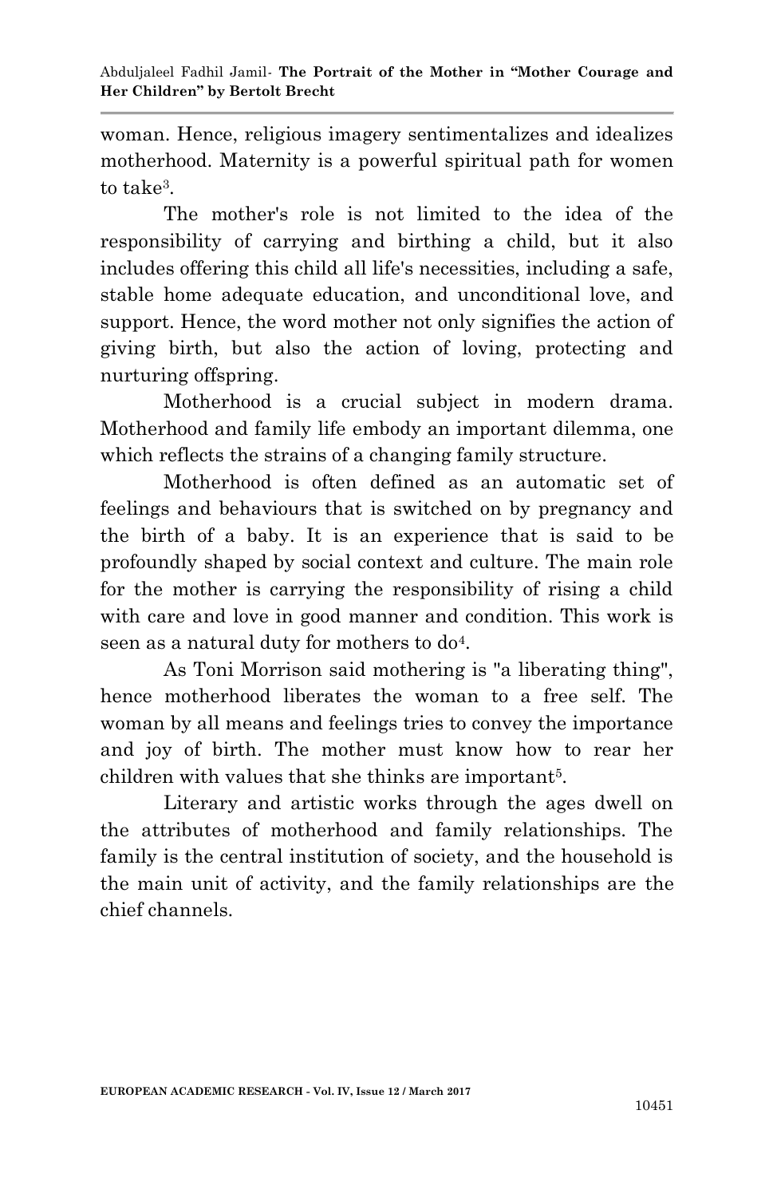woman. Hence, religious imagery sentimentalizes and idealizes motherhood. Maternity is a powerful spiritual path for women to take[3].

The mother's role is not limited to the idea of the responsibility of carrying and birthing a child, but it also includes offering this child all life's necessities, including a safe, stable home adequate education, and unconditional love, and support. Hence, the word mother not only signifies the action of giving birth, but also the action of loving, protecting and nurturing offspring.

Motherhood is a crucial subject in modern drama. Motherhood and family life embody an important dilemma, one which reflects the strains of a changing family structure.

Motherhood is often defined as an automatic set of feelings and behaviours that is switched on by pregnancy and the birth of a baby. It is an experience that is said to be profoundly shaped by social context and culture. The main role for the mother is carrying the responsibility of rising a child with care and love in good manner and condition. This work is seen as a natural duty for mothers to do[4].

As Toni Morrison said mothering is "a liberating thing", hence motherhood liberates the woman to a free self. The woman by all means and feelings tries to convey the importance and joy of birth. The mother must know how to rear her children with values that she thinks are important[5].

Literary and artistic works through the ages dwell on the attributes of motherhood and family relationships. The family is the central institution of society, and the household is the main unit of activity, and the family relationships are the chief channels.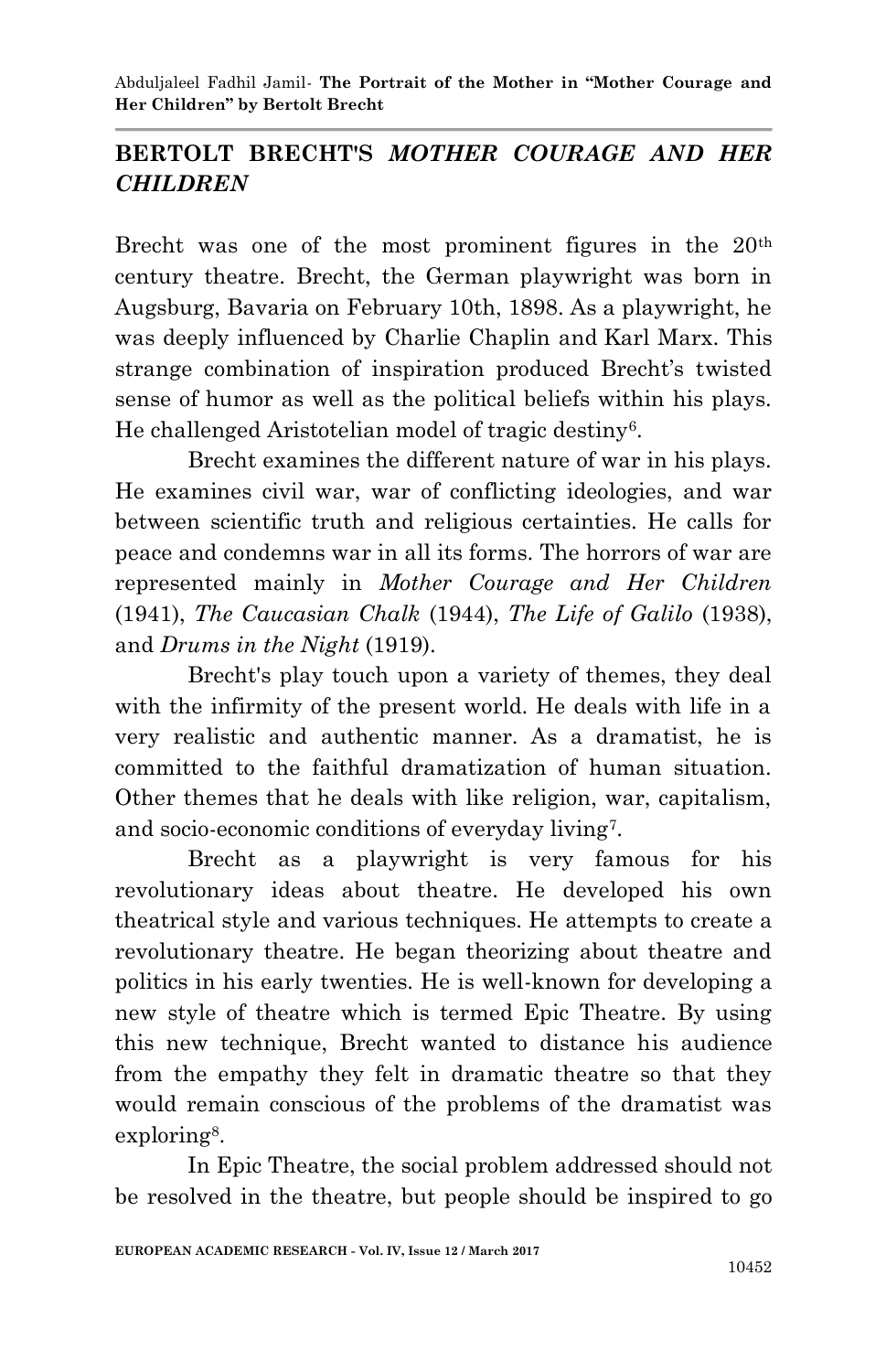## BERTOLT BRECHT'S *MOTHER COURAGE AND HER CHILDREN*

Brecht was one of the most prominent figures in the 20th century theatre. Brecht, the German playwright was born in Augsburg, Bavaria on February 10th, 1898. As a playwright, he was deeply influenced by Charlie Chaplin and Karl Marx. This strange combination of inspiration produced Brecht's twisted sense of humor as well as the political beliefs within his plays. He challenged Aristotelian model of tragic destiny[6].

Brecht examines the different nature of war in his plays. He examines civil war, war of conflicting ideologies, and war between scientific truth and religious certainties. He calls for peace and condemns war in all its forms. The horrors of war are represented mainly in *Mother Courage and Her Children* (1941), *The Caucasian Chalk* (1944), *The Life of Galilo* (1938), and *Drums in the Night* (1919).

Brecht's play touch upon a variety of themes, they deal with the infirmity of the present world. He deals with life in a very realistic and authentic manner. As a dramatist, he is committed to the faithful dramatization of human situation. Other themes that he deals with like religion, war, capitalism, and socio-economic conditions of everyday living[7].

Brecht as a playwright is very famous for his revolutionary ideas about theatre. He developed his own theatrical style and various techniques. He attempts to create a revolutionary theatre. He began theorizing about theatre and politics in his early twenties. He is well-known for developing a new style of theatre which is termed Epic Theatre. By using this new technique, Brecht wanted to distance his audience from the empathy they felt in dramatic theatre so that they would remain conscious of the problems of the dramatist was exploring[8].

In Epic Theatre, the social problem addressed should not be resolved in the theatre, but people should be inspired to go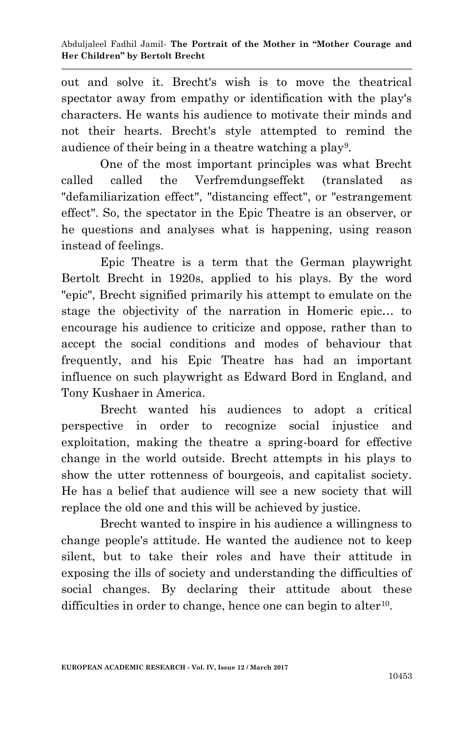out and solve it. Brecht's wish is to move the theatrical spectator away from empathy or identification with the play's characters. He wants his audience to motivate their minds and not their hearts. Brecht's style attempted to remind the audience of their being in a theatre watching a play[9].

One of the most important principles was what Brecht called called the Verfremdungseffekt (translated as "defamiliarization effect", "distancing effect", or "estrangement effect". So, the spectator in the Epic Theatre is an observer, or he questions and analyses what is happening, using reason instead of feelings.

Epic Theatre is a term that the German playwright Bertolt Brecht in 1920s, applied to his plays. By the word "epic", Brecht signified primarily his attempt to emulate on the stage the objectivity of the narration in Homeric epic… to encourage his audience to criticize and oppose, rather than to accept the social conditions and modes of behaviour that frequently, and his Epic Theatre has had an important influence on such playwright as Edward Bord in England, and Tony Kushaer in America.

Brecht wanted his audiences to adopt a critical perspective in order to recognize social injustice and exploitation, making the theatre a spring-board for effective change in the world outside. Brecht attempts in his plays to show the utter rottenness of bourgeois, and capitalist society. He has a belief that audience will see a new society that will replace the old one and this will be achieved by justice.

Brecht wanted to inspire in his audience a willingness to change people's attitude. He wanted the audience not to keep silent, but to take their roles and have their attitude in exposing the ills of society and understanding the difficulties of social changes. By declaring their attitude about these difficulties in order to change, hence one can begin to alter[10].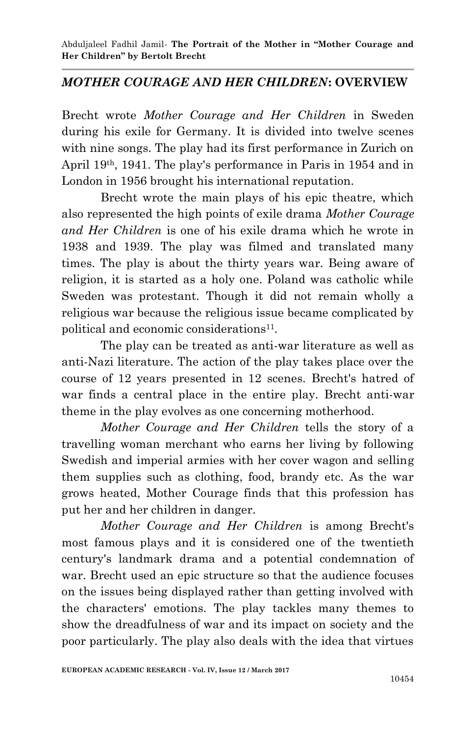## *MOTHER COURAGE AND HER CHILDREN*: OVERVIEW

Brecht wrote *Mother Courage and Her Children* in Sweden during his exile for Germany. It is divided into twelve scenes with nine songs. The play had its first performance in Zurich on April 19th, 1941. The play's performance in Paris in 1954 and in London in 1956 brought his international reputation.

Brecht wrote the main plays of his epic theatre, which also represented the high points of exile drama *Mother Courage and Her Children* is one of his exile drama which he wrote in 1938 and 1939. The play was filmed and translated many times. The play is about the thirty years war. Being aware of religion, it is started as a holy one. Poland was catholic while Sweden was protestant. Though it did not remain wholly a religious war because the religious issue became complicated by political and economic considerations[11].

The play can be treated as anti-war literature as well as anti-Nazi literature. The action of the play takes place over the course of 12 years presented in 12 scenes. Brecht's hatred of war finds a central place in the entire play. Brecht anti-war theme in the play evolves as one concerning motherhood.

*Mother Courage and Her Children* tells the story of a travelling woman merchant who earns her living by following Swedish and imperial armies with her cover wagon and selling them supplies such as clothing, food, brandy etc. As the war grows heated, Mother Courage finds that this profession has put her and her children in danger.

*Mother Courage and Her Children* is among Brecht's most famous plays and it is considered one of the twentieth century's landmark drama and a potential condemnation of war. Brecht used an epic structure so that the audience focuses on the issues being displayed rather than getting involved with the characters' emotions. The play tackles many themes to show the dreadfulness of war and its impact on society and the poor particularly. The play also deals with the idea that virtues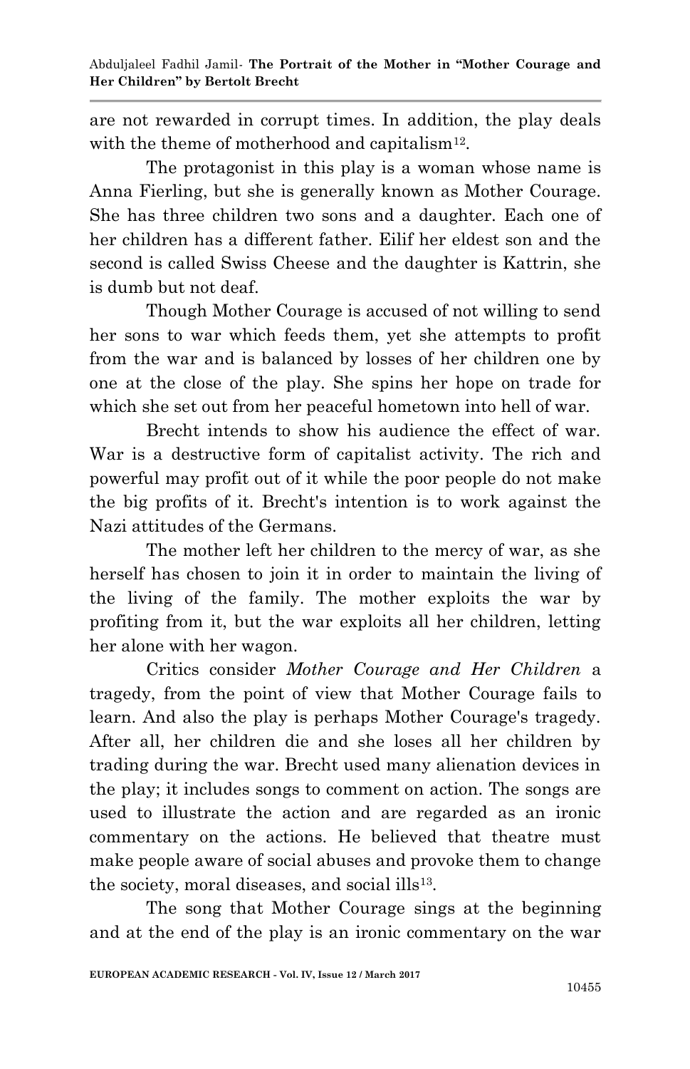are not rewarded in corrupt times. In addition, the play deals with the theme of motherhood and capitalism[12].

The protagonist in this play is a woman whose name is Anna Fierling, but she is generally known as Mother Courage. She has three children two sons and a daughter. Each one of her children has a different father. Eilif her eldest son and the second is called Swiss Cheese and the daughter is Kattrin, she is dumb but not deaf.

Though Mother Courage is accused of not willing to send her sons to war which feeds them, yet she attempts to profit from the war and is balanced by losses of her children one by one at the close of the play. She spins her hope on trade for which she set out from her peaceful hometown into hell of war.

Brecht intends to show his audience the effect of war. War is a destructive form of capitalist activity. The rich and powerful may profit out of it while the poor people do not make the big profits of it. Brecht's intention is to work against the Nazi attitudes of the Germans.

The mother left her children to the mercy of war, as she herself has chosen to join it in order to maintain the living of the living of the family. The mother exploits the war by profiting from it, but the war exploits all her children, letting her alone with her wagon.

Critics consider *Mother Courage and Her Children* a tragedy, from the point of view that Mother Courage fails to learn. And also the play is perhaps Mother Courage's tragedy. After all, her children die and she loses all her children by trading during the war. Brecht used many alienation devices in the play; it includes songs to comment on action. The songs are used to illustrate the action and are regarded as an ironic commentary on the actions. He believed that theatre must make people aware of social abuses and provoke them to change the society, moral diseases, and social ills[13].

The song that Mother Courage sings at the beginning and at the end of the play is an ironic commentary on the war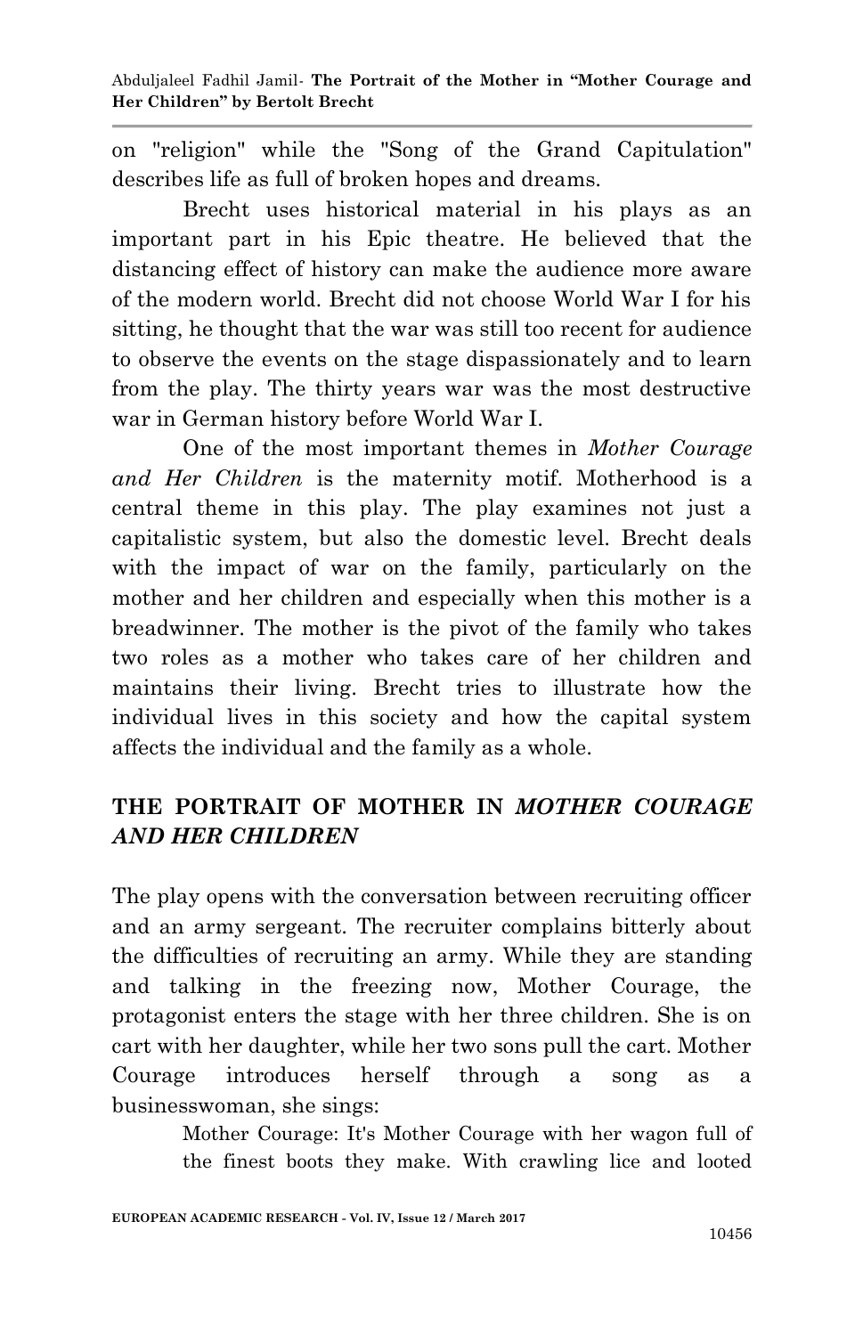on "religion" while the "Song of the Grand Capitulation" describes life as full of broken hopes and dreams.

Brecht uses historical material in his plays as an important part in his Epic theatre. He believed that the distancing effect of history can make the audience more aware of the modern world. Brecht did not choose World War I for his sitting, he thought that the war was still too recent for audience to observe the events on the stage dispassionately and to learn from the play. The thirty years war was the most destructive war in German history before World War I.

One of the most important themes in *Mother Courage and Her Children* is the maternity motif. Motherhood is a central theme in this play. The play examines not just a capitalistic system, but also the domestic level. Brecht deals with the impact of war on the family, particularly on the mother and her children and especially when this mother is a breadwinner. The mother is the pivot of the family who takes two roles as a mother who takes care of her children and maintains their living. Brecht tries to illustrate how the individual lives in this society and how the capital system affects the individual and the family as a whole.

## THE PORTRAIT OF MOTHER IN *MOTHER COURAGE AND HER CHILDREN*

The play opens with the conversation between recruiting officer and an army sergeant. The recruiter complains bitterly about the difficulties of recruiting an army. While they are standing and talking in the freezing now, Mother Courage, the protagonist enters the stage with her three children. She is on cart with her daughter, while her two sons pull the cart. Mother Courage introduces herself through a song as a businesswoman, she sings:

> Mother Courage: It's Mother Courage with her wagon full of the finest boots they make. With crawling lice and looted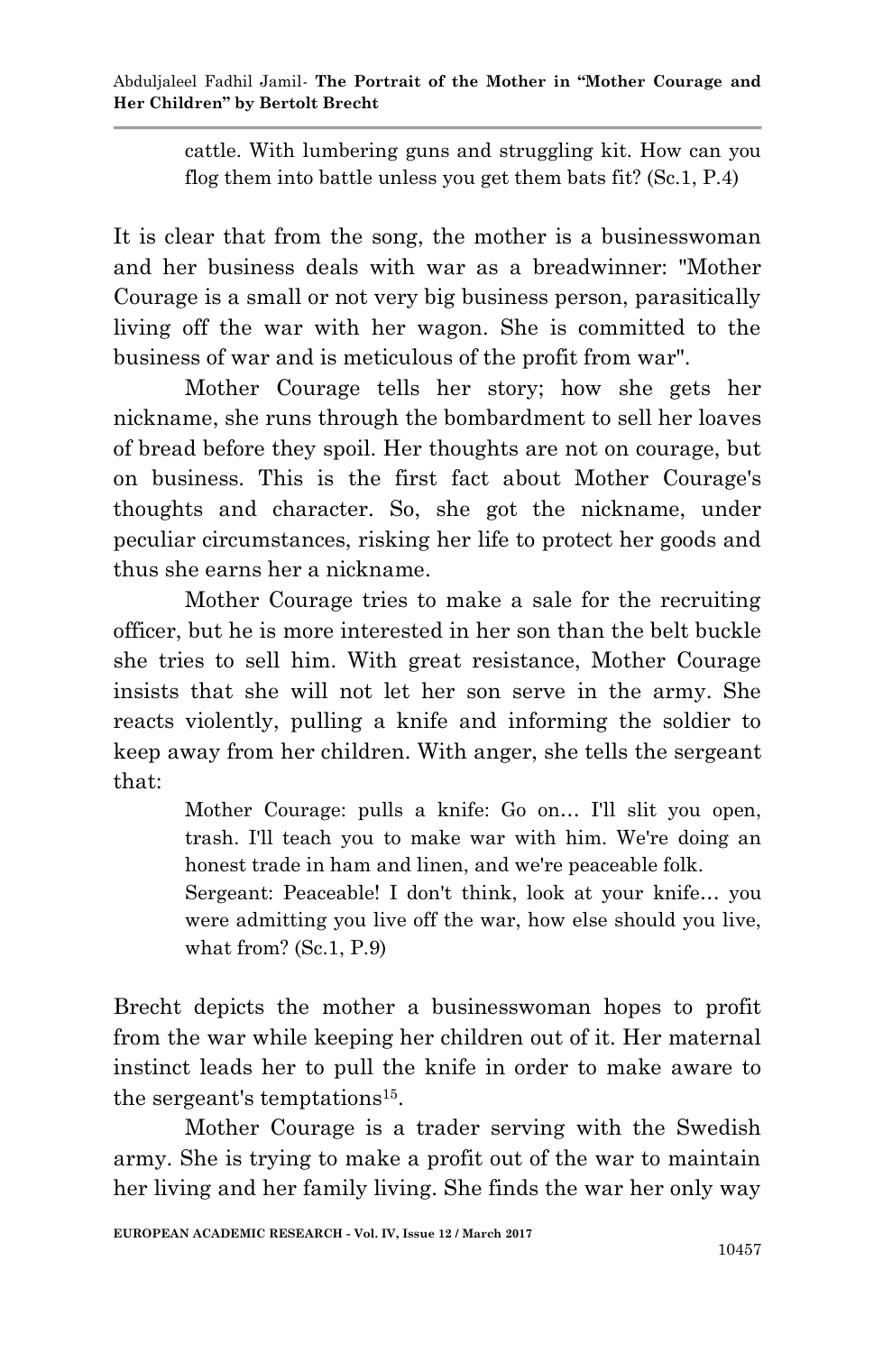> cattle. With lumbering guns and struggling kit. How can you flog them into battle unless you get them bats fit? (Sc.1, P.4)

It is clear that from the song, the mother is a businesswoman and her business deals with war as a breadwinner: "Mother Courage is a small or not very big business person, parasitically living off the war with her wagon. She is committed to the business of war and is meticulous of the profit from war".

Mother Courage tells her story; how she gets her nickname, she runs through the bombardment to sell her loaves of bread before they spoil. Her thoughts are not on courage, but on business. This is the first fact about Mother Courage's thoughts and character. So, she got the nickname, under peculiar circumstances, risking her life to protect her goods and thus she earns her a nickname.

Mother Courage tries to make a sale for the recruiting officer, but he is more interested in her son than the belt buckle she tries to sell him. With great resistance, Mother Courage insists that she will not let her son serve in the army. She reacts violently, pulling a knife and informing the soldier to keep away from her children. With anger, she tells the sergeant that:

> Mother Courage: pulls a knife: Go on… I'll slit you open, trash. I'll teach you to make war with him. We're doing an honest trade in ham and linen, and we're peaceable folk.
>
> Sergeant: Peaceable! I don't think, look at your knife… you were admitting you live off the war, how else should you live, what from? (Sc.1, P.9)

Brecht depicts the mother a businesswoman hopes to profit from the war while keeping her children out of it. Her maternal instinct leads her to pull the knife in order to make aware to the sergeant's temptations[15].

Mother Courage is a trader serving with the Swedish army. She is trying to make a profit out of the war to maintain her living and her family living. She finds the war her only way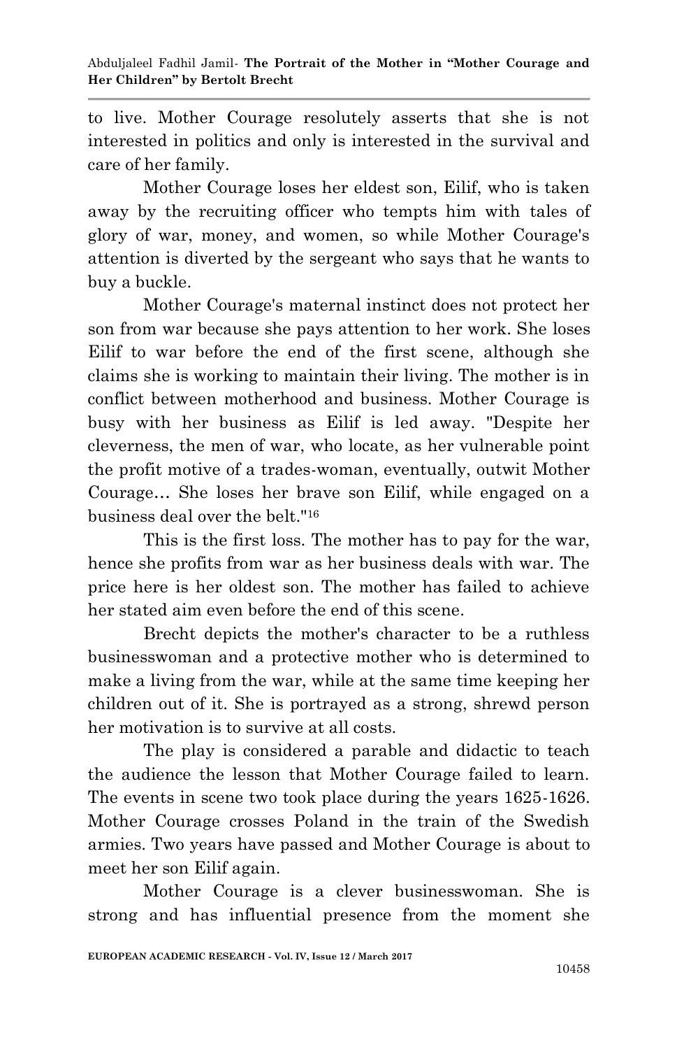to live. Mother Courage resolutely asserts that she is not interested in politics and only is interested in the survival and care of her family.

Mother Courage loses her eldest son, Eilif, who is taken away by the recruiting officer who tempts him with tales of glory of war, money, and women, so while Mother Courage's attention is diverted by the sergeant who says that he wants to buy a buckle.

Mother Courage's maternal instinct does not protect her son from war because she pays attention to her work. She loses Eilif to war before the end of the first scene, although she claims she is working to maintain their living. The mother is in conflict between motherhood and business. Mother Courage is busy with her business as Eilif is led away. "Despite her cleverness, the men of war, who locate, as her vulnerable point the profit motive of a trades-woman, eventually, outwit Mother Courage… She loses her brave son Eilif, while engaged on a business deal over the belt."[16]

This is the first loss. The mother has to pay for the war, hence she profits from war as her business deals with war. The price here is her oldest son. The mother has failed to achieve her stated aim even before the end of this scene.

Brecht depicts the mother's character to be a ruthless businesswoman and a protective mother who is determined to make a living from the war, while at the same time keeping her children out of it. She is portrayed as a strong, shrewd person her motivation is to survive at all costs.

The play is considered a parable and didactic to teach the audience the lesson that Mother Courage failed to learn. The events in scene two took place during the years 1625-1626. Mother Courage crosses Poland in the train of the Swedish armies. Two years have passed and Mother Courage is about to meet her son Eilif again.

Mother Courage is a clever businesswoman. She is strong and has influential presence from the moment she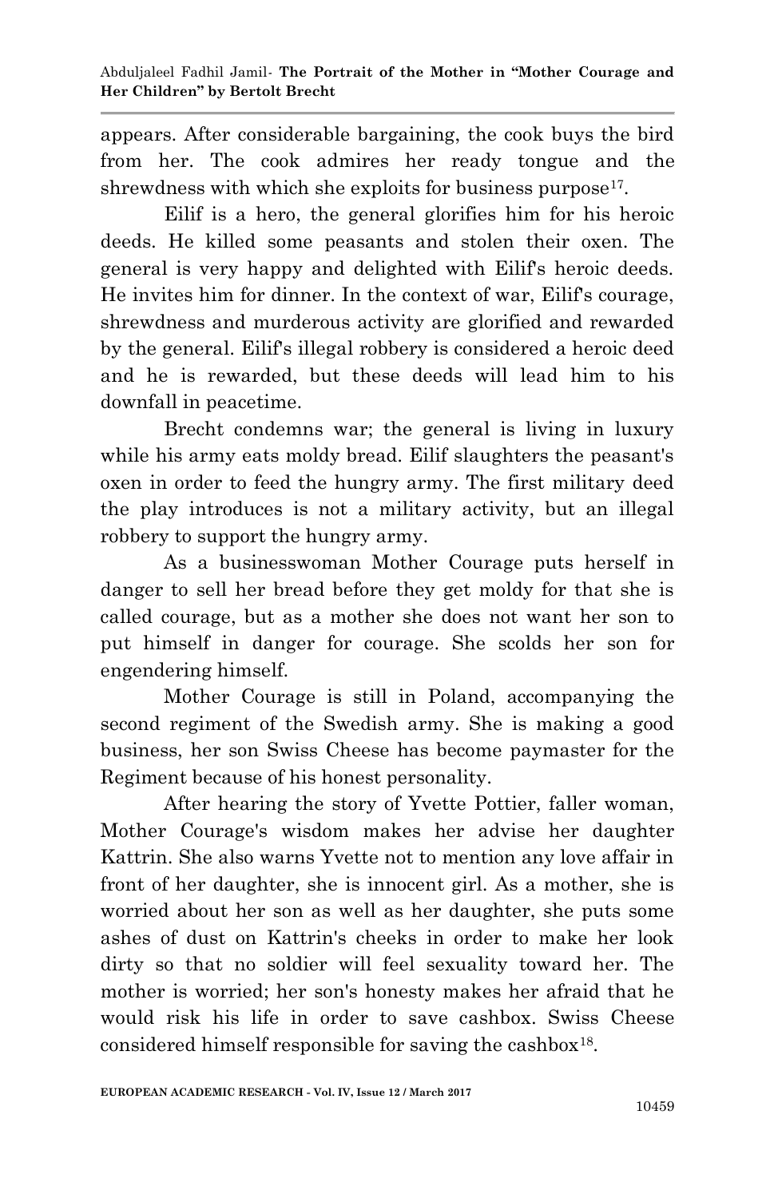appears. After considerable bargaining, the cook buys the bird from her. The cook admires her ready tongue and the shrewdness with which she exploits for business purpose[17].

Eilif is a hero, the general glorifies him for his heroic deeds. He killed some peasants and stolen their oxen. The general is very happy and delighted with Eilif's heroic deeds. He invites him for dinner. In the context of war, Eilif's courage, shrewdness and murderous activity are glorified and rewarded by the general. Eilif's illegal robbery is considered a heroic deed and he is rewarded, but these deeds will lead him to his downfall in peacetime.

Brecht condemns war; the general is living in luxury while his army eats moldy bread. Eilif slaughters the peasant's oxen in order to feed the hungry army. The first military deed the play introduces is not a military activity, but an illegal robbery to support the hungry army.

As a businesswoman Mother Courage puts herself in danger to sell her bread before they get moldy for that she is called courage, but as a mother she does not want her son to put himself in danger for courage. She scolds her son for engendering himself.

Mother Courage is still in Poland, accompanying the second regiment of the Swedish army. She is making a good business, her son Swiss Cheese has become paymaster for the Regiment because of his honest personality.

After hearing the story of Yvette Pottier, faller woman, Mother Courage's wisdom makes her advise her daughter Kattrin. She also warns Yvette not to mention any love affair in front of her daughter, she is innocent girl. As a mother, she is worried about her son as well as her daughter, she puts some ashes of dust on Kattrin's cheeks in order to make her look dirty so that no soldier will feel sexuality toward her. The mother is worried; her son's honesty makes her afraid that he would risk his life in order to save cashbox. Swiss Cheese considered himself responsible for saving the cashbox[18].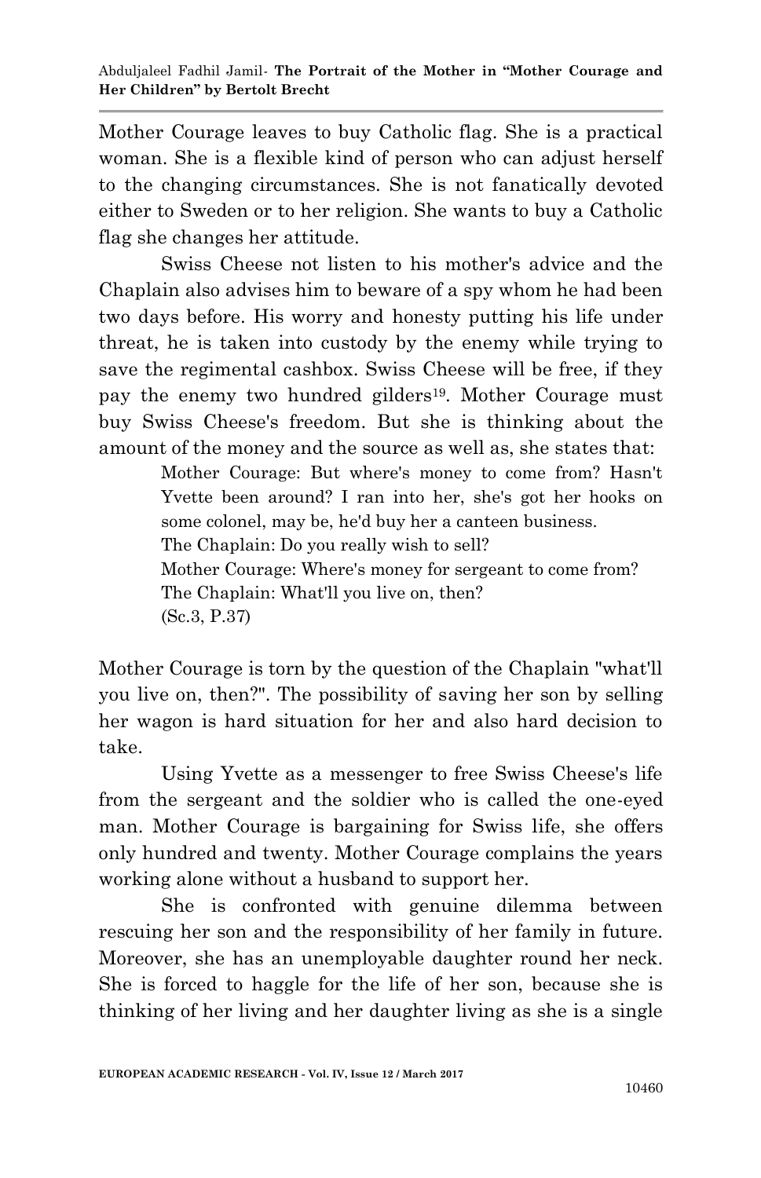Mother Courage leaves to buy Catholic flag. She is a practical woman. She is a flexible kind of person who can adjust herself to the changing circumstances. She is not fanatically devoted either to Sweden or to her religion. She wants to buy a Catholic flag she changes her attitude.

Swiss Cheese not listen to his mother's advice and the Chaplain also advises him to beware of a spy whom he had been two days before. His worry and honesty putting his life under threat, he is taken into custody by the enemy while trying to save the regimental cashbox. Swiss Cheese will be free, if they pay the enemy two hundred gilders[19]. Mother Courage must buy Swiss Cheese's freedom. But she is thinking about the amount of the money and the source as well as, she states that:

> Mother Courage: But where's money to come from? Hasn't Yvette been around? I ran into her, she's got her hooks on some colonel, may be, he'd buy her a canteen business.
> The Chaplain: Do you really wish to sell?
> Mother Courage: Where's money for sergeant to come from?
> The Chaplain: What'll you live on, then?
> (Sc.3, P.37)

Mother Courage is torn by the question of the Chaplain "what'll you live on, then?". The possibility of saving her son by selling her wagon is hard situation for her and also hard decision to take.

Using Yvette as a messenger to free Swiss Cheese's life from the sergeant and the soldier who is called the one-eyed man. Mother Courage is bargaining for Swiss life, she offers only hundred and twenty. Mother Courage complains the years working alone without a husband to support her.

She is confronted with genuine dilemma between rescuing her son and the responsibility of her family in future. Moreover, she has an unemployable daughter round her neck. She is forced to haggle for the life of her son, because she is thinking of her living and her daughter living as she is a single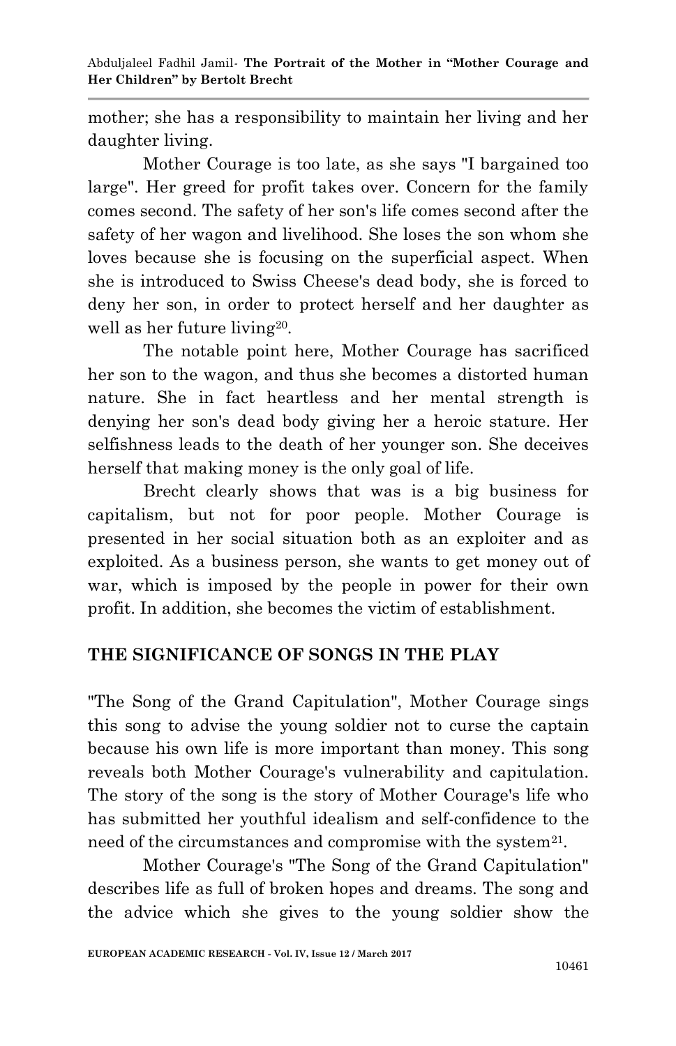mother; she has a responsibility to maintain her living and her daughter living.

Mother Courage is too late, as she says "I bargained too large". Her greed for profit takes over. Concern for the family comes second. The safety of her son's life comes second after the safety of her wagon and livelihood. She loses the son whom she loves because she is focusing on the superficial aspect. When she is introduced to Swiss Cheese's dead body, she is forced to deny her son, in order to protect herself and her daughter as well as her future living[20].

The notable point here, Mother Courage has sacrificed her son to the wagon, and thus she becomes a distorted human nature. She in fact heartless and her mental strength is denying her son's dead body giving her a heroic stature. Her selfishness leads to the death of her younger son. She deceives herself that making money is the only goal of life.

Brecht clearly shows that was is a big business for capitalism, but not for poor people. Mother Courage is presented in her social situation both as an exploiter and as exploited. As a business person, she wants to get money out of war, which is imposed by the people in power for their own profit. In addition, she becomes the victim of establishment.

## THE SIGNIFICANCE OF SONGS IN THE PLAY

"The Song of the Grand Capitulation", Mother Courage sings this song to advise the young soldier not to curse the captain because his own life is more important than money. This song reveals both Mother Courage's vulnerability and capitulation. The story of the song is the story of Mother Courage's life who has submitted her youthful idealism and self-confidence to the need of the circumstances and compromise with the system[21].

Mother Courage's "The Song of the Grand Capitulation" describes life as full of broken hopes and dreams. The song and the advice which she gives to the young soldier show the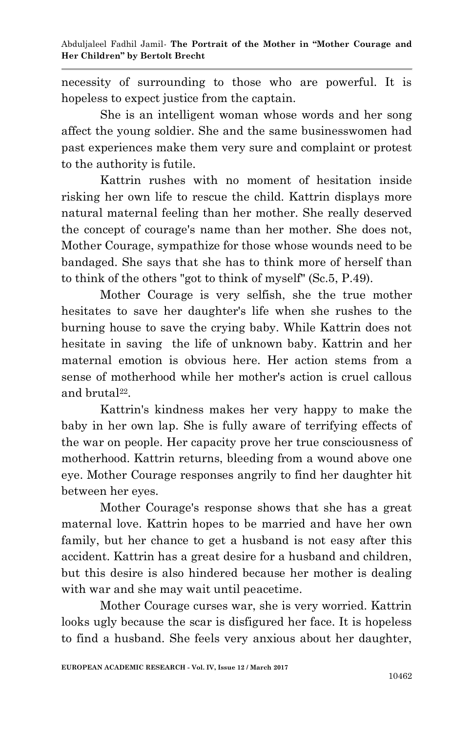necessity of surrounding to those who are powerful. It is hopeless to expect justice from the captain.

She is an intelligent woman whose words and her song affect the young soldier. She and the same businesswomen had past experiences make them very sure and complaint or protest to the authority is futile.

Kattrin rushes with no moment of hesitation inside risking her own life to rescue the child. Kattrin displays more natural maternal feeling than her mother. She really deserved the concept of courage's name than her mother. She does not, Mother Courage, sympathize for those whose wounds need to be bandaged. She says that she has to think more of herself than to think of the others "got to think of myself" (Sc.5, P.49).

Mother Courage is very selfish, she the true mother hesitates to save her daughter's life when she rushes to the burning house to save the crying baby. While Kattrin does not hesitate in saving the life of unknown baby. Kattrin and her maternal emotion is obvious here. Her action stems from a sense of motherhood while her mother's action is cruel callous and brutal[22].

Kattrin's kindness makes her very happy to make the baby in her own lap. She is fully aware of terrifying effects of the war on people. Her capacity prove her true consciousness of motherhood. Kattrin returns, bleeding from a wound above one eye. Mother Courage responses angrily to find her daughter hit between her eyes.

Mother Courage's response shows that she has a great maternal love. Kattrin hopes to be married and have her own family, but her chance to get a husband is not easy after this accident. Kattrin has a great desire for a husband and children, but this desire is also hindered because her mother is dealing with war and she may wait until peacetime.

Mother Courage curses war, she is very worried. Kattrin looks ugly because the scar is disfigured her face. It is hopeless to find a husband. She feels very anxious about her daughter,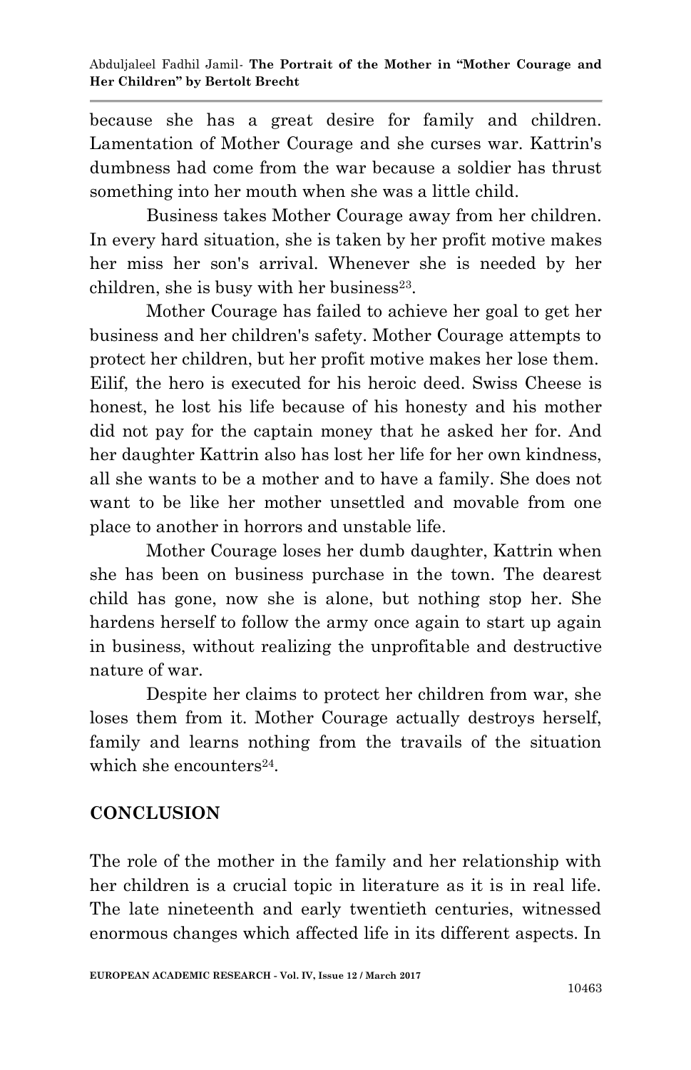because she has a great desire for family and children. Lamentation of Mother Courage and she curses war. Kattrin's dumbness had come from the war because a soldier has thrust something into her mouth when she was a little child.

Business takes Mother Courage away from her children. In every hard situation, she is taken by her profit motive makes her miss her son's arrival. Whenever she is needed by her children, she is busy with her business[23].

Mother Courage has failed to achieve her goal to get her business and her children's safety. Mother Courage attempts to protect her children, but her profit motive makes her lose them. Eilif, the hero is executed for his heroic deed. Swiss Cheese is honest, he lost his life because of his honesty and his mother did not pay for the captain money that he asked her for. And her daughter Kattrin also has lost her life for her own kindness, all she wants to be a mother and to have a family. She does not want to be like her mother unsettled and movable from one place to another in horrors and unstable life.

Mother Courage loses her dumb daughter, Kattrin when she has been on business purchase in the town. The dearest child has gone, now she is alone, but nothing stop her. She hardens herself to follow the army once again to start up again in business, without realizing the unprofitable and destructive nature of war.

Despite her claims to protect her children from war, she loses them from it. Mother Courage actually destroys herself, family and learns nothing from the travails of the situation which she encounters[24].

## CONCLUSION

The role of the mother in the family and her relationship with her children is a crucial topic in literature as it is in real life. The late nineteenth and early twentieth centuries, witnessed enormous changes which affected life in its different aspects. In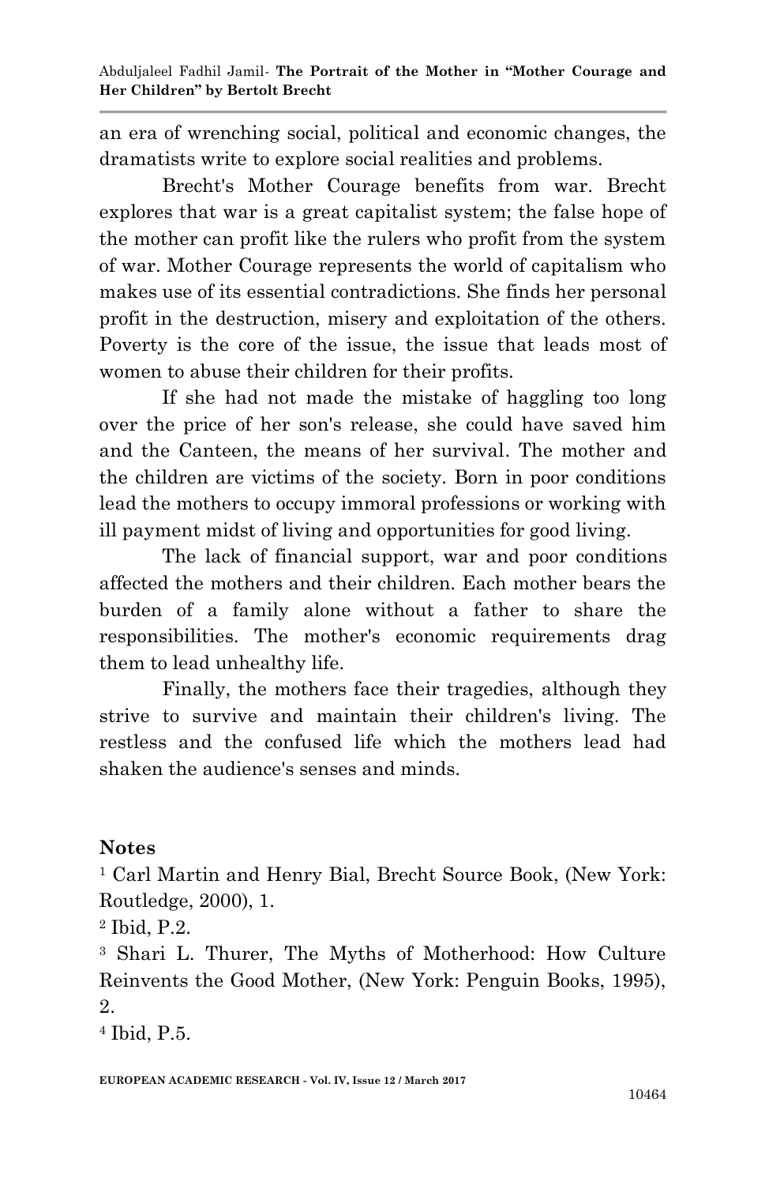an era of wrenching social, political and economic changes, the dramatists write to explore social realities and problems.

Brecht's Mother Courage benefits from war. Brecht explores that war is a great capitalist system; the false hope of the mother can profit like the rulers who profit from the system of war. Mother Courage represents the world of capitalism who makes use of its essential contradictions. She finds her personal profit in the destruction, misery and exploitation of the others. Poverty is the core of the issue, the issue that leads most of women to abuse their children for their profits.

If she had not made the mistake of haggling too long over the price of her son's release, she could have saved him and the Canteen, the means of her survival. The mother and the children are victims of the society. Born in poor conditions lead the mothers to occupy immoral professions or working with ill payment midst of living and opportunities for good living.

The lack of financial support, war and poor conditions affected the mothers and their children. Each mother bears the burden of a family alone without a father to share the responsibilities. The mother's economic requirements drag them to lead unhealthy life.

Finally, the mothers face their tragedies, although they strive to survive and maintain their children's living. The restless and the confused life which the mothers lead had shaken the audience's senses and minds.

## Notes

[1] Carl Martin and Henry Bial, Brecht Source Book, (New York: Routledge, 2000), 1.

[2] Ibid, P.2.

[3] Shari L. Thurer, The Myths of Motherhood: How Culture Reinvents the Good Mother, (New York: Penguin Books, 1995), 2.

[4] Ibid, P.5.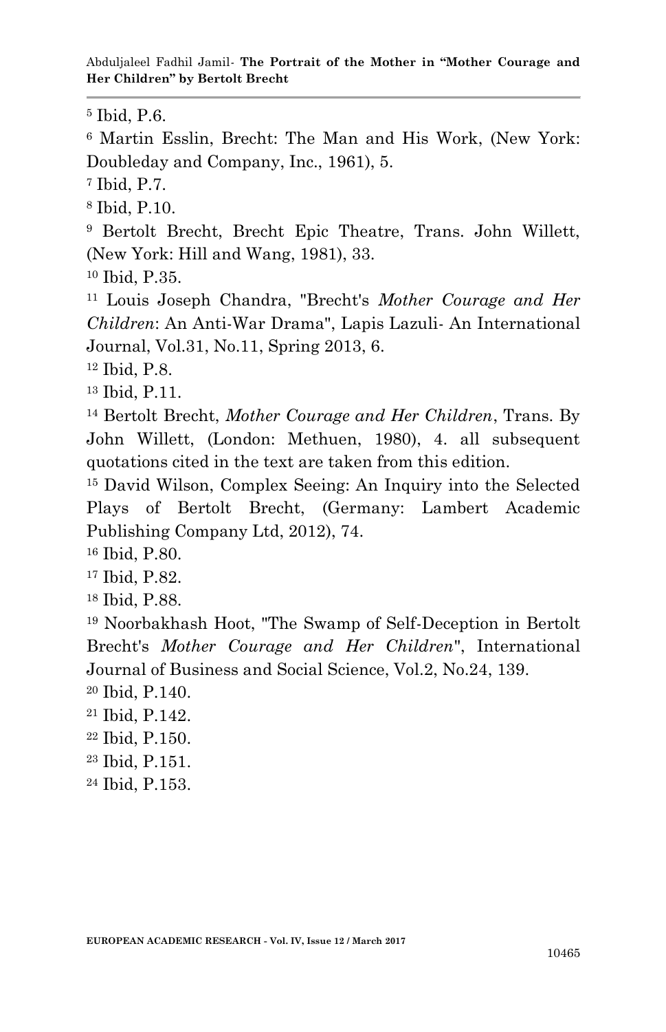[5] Ibid, P.6.

[6] Martin Esslin, Brecht: The Man and His Work, (New York: Doubleday and Company, Inc., 1961), 5.

[7] Ibid, P.7.

[8] Ibid, P.10.

[9] Bertolt Brecht, Brecht Epic Theatre, Trans. John Willett, (New York: Hill and Wang, 1981), 33.

[10] Ibid, P.35.

[11] Louis Joseph Chandra, "Brecht's *Mother Courage and Her Children*: An Anti-War Drama", Lapis Lazuli- An International Journal, Vol.31, No.11, Spring 2013, 6.

[12] Ibid, P.8.

[13] Ibid, P.11.

[14] Bertolt Brecht, *Mother Courage and Her Children*, Trans. By John Willett, (London: Methuen, 1980), 4. all subsequent quotations cited in the text are taken from this edition.

[15] David Wilson, Complex Seeing: An Inquiry into the Selected Plays of Bertolt Brecht, (Germany: Lambert Academic Publishing Company Ltd, 2012), 74.

[16] Ibid, P.80.

[17] Ibid, P.82.

[18] Ibid, P.88.

[19] Noorbakhash Hoot, "The Swamp of Self-Deception in Bertolt Brecht's *Mother Courage and Her Children*", International Journal of Business and Social Science, Vol.2, No.24, 139.

[20] Ibid, P.140.

[21] Ibid, P.142.

[22] Ibid, P.150.

[23] Ibid, P.151.

[24] Ibid, P.153.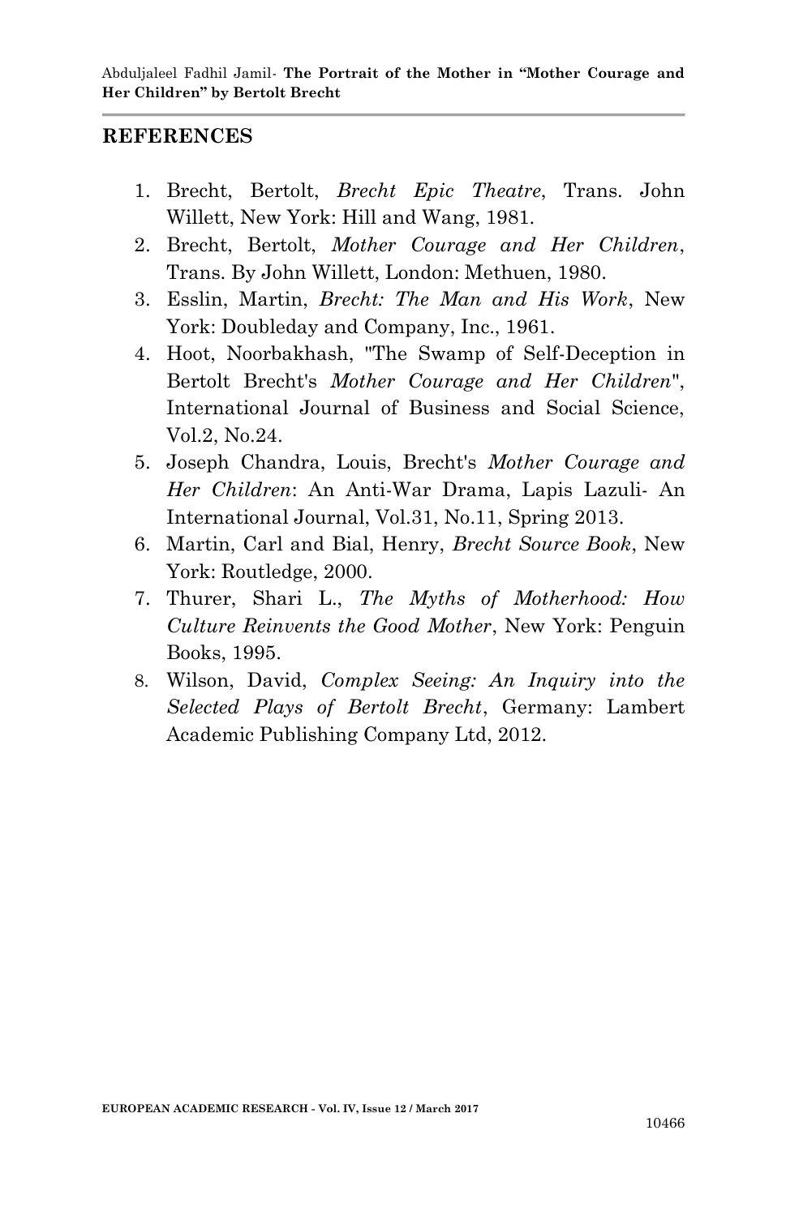## REFERENCES

1. Brecht, Bertolt, *Brecht Epic Theatre*, Trans. John Willett, New York: Hill and Wang, 1981.
2. Brecht, Bertolt, *Mother Courage and Her Children*, Trans. By John Willett, London: Methuen, 1980.
3. Esslin, Martin, *Brecht: The Man and His Work*, New York: Doubleday and Company, Inc., 1961.
4. Hoot, Noorbakhash, "The Swamp of Self-Deception in Bertolt Brecht's *Mother Courage and Her Children*", International Journal of Business and Social Science, Vol.2, No.24.
5. Joseph Chandra, Louis, Brecht's *Mother Courage and Her Children*: An Anti-War Drama, Lapis Lazuli- An International Journal, Vol.31, No.11, Spring 2013.
6. Martin, Carl and Bial, Henry, *Brecht Source Book*, New York: Routledge, 2000.
7. Thurer, Shari L., *The Myths of Motherhood: How Culture Reinvents the Good Mother*, New York: Penguin Books, 1995.
8. Wilson, David, *Complex Seeing: An Inquiry into the Selected Plays of Bertolt Brecht*, Germany: Lambert Academic Publishing Company Ltd, 2012.